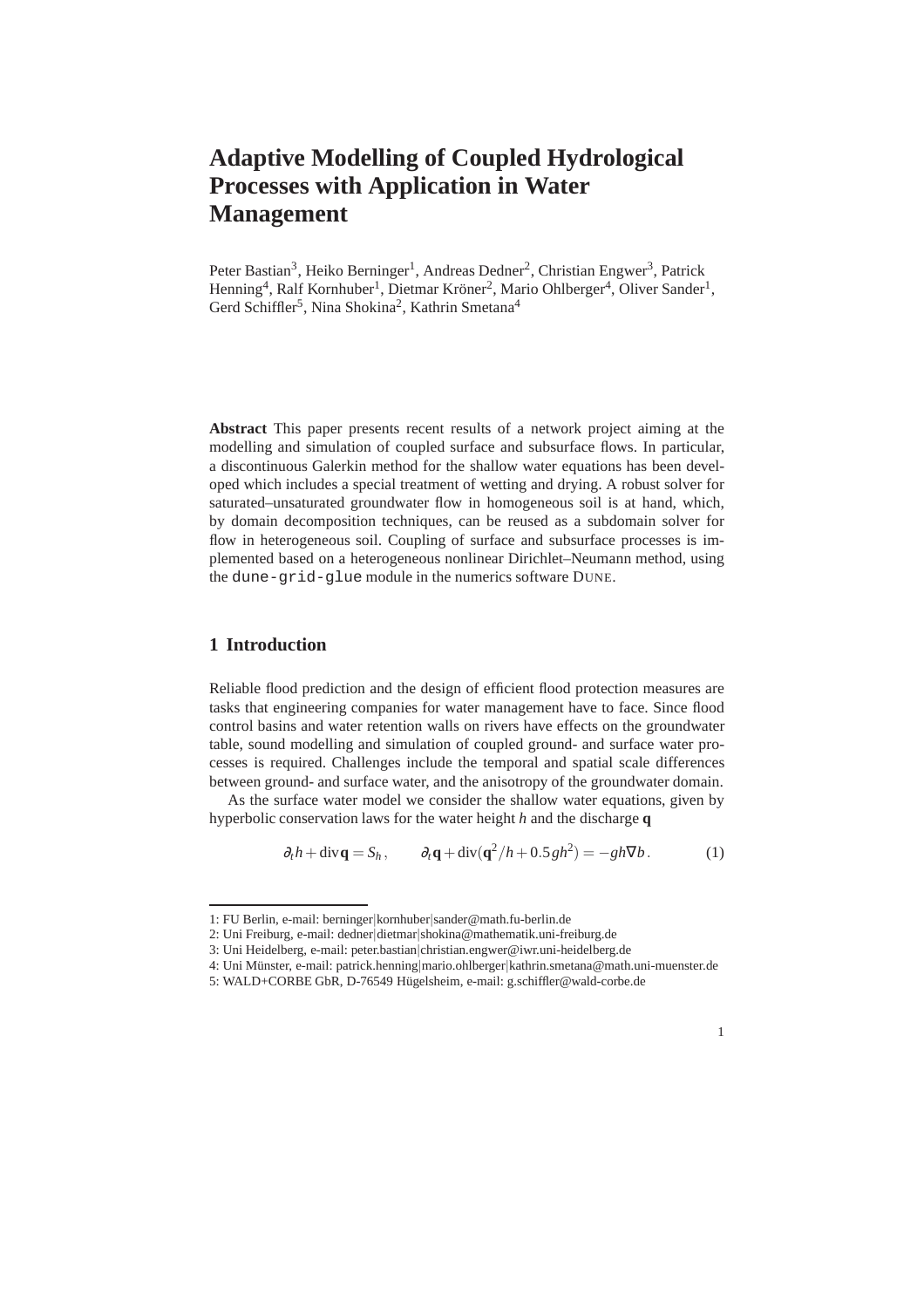# Adaptive Modelling of Coupled Hydrological Processes with Application in Water Management

Peter Bastian[3], Heiko Berninger[1], Andreas Dedner[2], Christian Engwer[3], Patrick Henning[4], Ralf Kornhuber[1], Dietmar Kröner[2], Mario Ohlberger[4], Oliver Sander[1], Gerd Schiffler[5], Nina Shokina[2], Kathrin Smetana[4]

**Abstract** This paper presents recent results of a network project aiming at the modelling and simulation of coupled surface and subsurface flows. In particular, a discontinuous Galerkin method for the shallow water equations has been developed which includes a special treatment of wetting and drying. A robust solver for saturated–unsaturated groundwater flow in homogeneous soil is at hand, which, by domain decomposition techniques, can be reused as a subdomain solver for flow in heterogeneous soil. Coupling of surface and subsurface processes is implemented based on a heterogeneous nonlinear Dirichlet–Neumann method, using the `dune-grid-glue` module in the numerics software DUNE.

## 1 Introduction

Reliable flood prediction and the design of efficient flood protection measures are tasks that engineering companies for water management have to face. Since flood control basins and water retention walls on rivers have effects on the groundwater table, sound modelling and simulation of coupled ground- and surface water processes is required. Challenges include the temporal and spatial scale differences between ground- and surface water, and the anisotropy of the groundwater domain.

As the surface water model we consider the shallow water equations, given by hyperbolic conservation laws for the water height $h$ and the discharge $\mathbf{q}$

$$\partial_t h + \operatorname{div} \mathbf{q} = S_h, \qquad \partial_t \mathbf{q} + \operatorname{div}(\mathbf{q}^2/h + 0.5gh^2) = -gh\nabla b. \tag{1}$$

1: FU Berlin, e-mail: berninger|kornhuber|sander@math.fu-berlin.de
2: Uni Freiburg, e-mail: dedner|dietmar|shokina@mathematik.uni-freiburg.de
3: Uni Heidelberg, e-mail: peter.bastian|christian.engwer@iwr.uni-heidelberg.de
4: Uni Münster, e-mail: patrick.henning|mario.ohlberger|kathrin.smetana@math.uni-muenster.de
5: WALD+CORBE GbR, D-76549 Hügelsheim, e-mail: g.schiffler@wald-corbe.de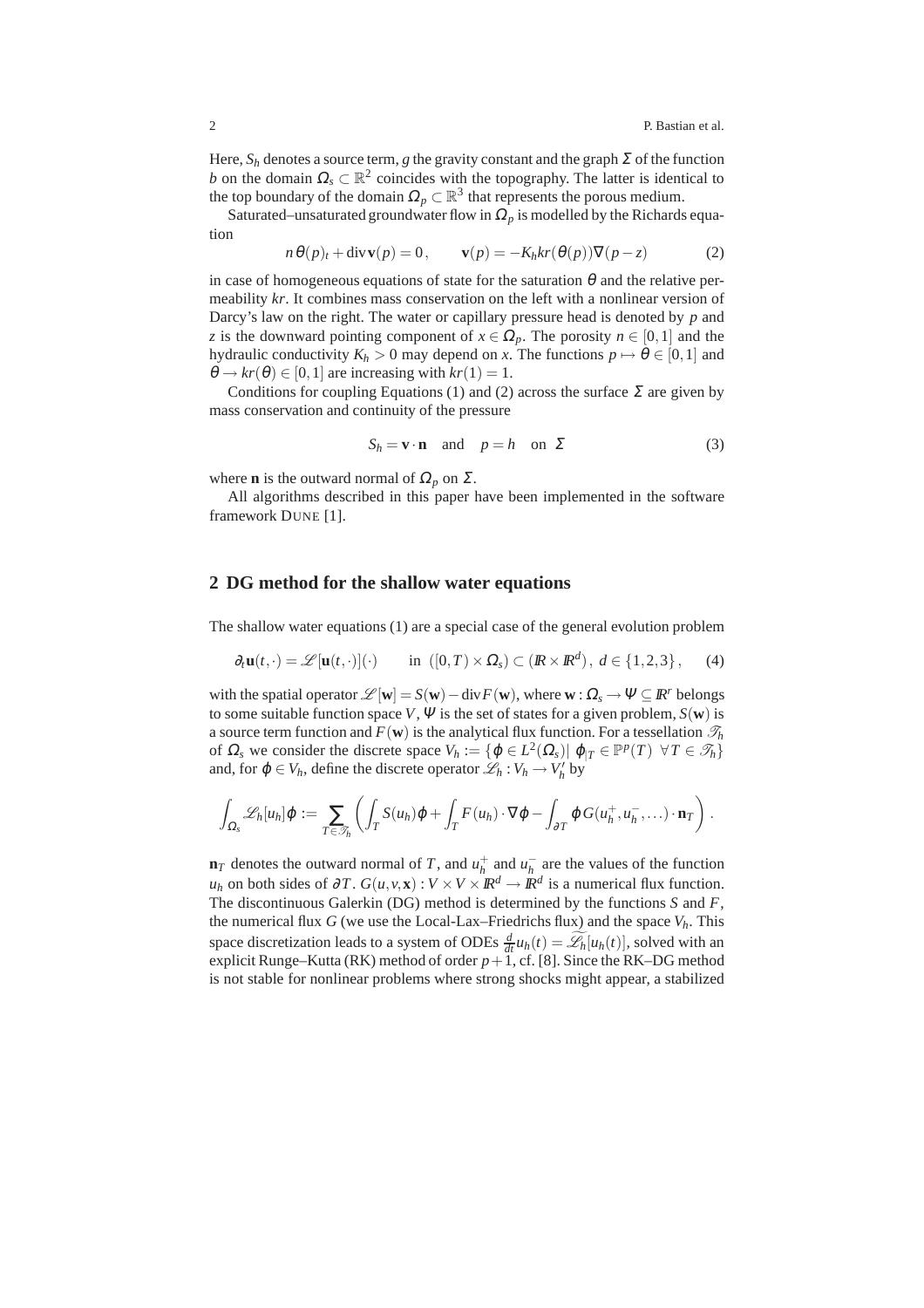Here, $S_h$ denotes a source term, $g$ the gravity constant and the graph $\Sigma$ of the function $b$ on the domain $\Omega_s \subset \mathbb{R}^2$ coincides with the topography. The latter is identical to the top boundary of the domain $\Omega_p \subset \mathbb{R}^3$ that represents the porous medium.

Saturated–unsaturated groundwater flow in $\Omega_p$ is modelled by the Richards equation

$$n\theta(p)_t + \operatorname{div}\mathbf{v}(p) = 0\,, \qquad \mathbf{v}(p) = -K_h kr(\theta(p))\nabla(p - z) \tag{2}$$

in case of homogeneous equations of state for the saturation $\theta$ and the relative permeability $kr$. It combines mass conservation on the left with a nonlinear version of Darcy's law on the right. The water or capillary pressure head is denoted by $p$ and $z$ is the downward pointing component of $x \in \Omega_p$. The porosity $n \in [0,1]$ and the hydraulic conductivity $K_h > 0$ may depend on $x$. The functions $p \mapsto \theta \in [0,1]$ and $\theta \to kr(\theta) \in [0,1]$ are increasing with $kr(1) = 1$.

Conditions for coupling Equations (1) and (2) across the surface $\Sigma$ are given by mass conservation and continuity of the pressure

$$S_h = \mathbf{v} \cdot \mathbf{n} \quad \text{and} \quad p = h \quad \text{on } \Sigma \tag{3}$$

where $\mathbf{n}$ is the outward normal of $\Omega_p$ on $\Sigma$.

All algorithms described in this paper have been implemented in the software framework DUNE [1].

## 2 DG method for the shallow water equations

The shallow water equations (1) are a special case of the general evolution problem

$$\partial_t \mathbf{u}(t,\cdot) = \mathscr{L}[\mathbf{u}(t,\cdot)](\cdot) \qquad \text{in } ([0,T) \times \Omega_s) \subset (\mathbb{R} \times \mathbb{R}^d),\ d \in \{1,2,3\}\,, \tag{4}$$

with the spatial operator $\mathscr{L}[\mathbf{w}] = S(\mathbf{w}) - \operatorname{div} F(\mathbf{w})$, where $\mathbf{w} : \Omega_s \to \Psi \subseteq \mathbb{R}^r$ belongs to some suitable function space $V$, $\Psi$ is the set of states for a given problem, $S(\mathbf{w})$ is a source term function and $F(\mathbf{w})$ is the analytical flux function. For a tessellation $\mathscr{T}_h$ of $\Omega_s$ we consider the discrete space $V_h := \{\varphi \in L^2(\Omega_s) |\ \varphi_{|T} \in \mathbb{P}^p(T)\ \ \forall T \in \mathscr{T}_h\}$ and, for $\varphi \in V_h$, define the discrete operator $\mathscr{L}_h : V_h \to V_h'$ by

$$\int_{\Omega_s} \mathscr{L}_h[u_h]\varphi := \sum_{T \in \mathscr{T}_h} \left( \int_T S(u_h)\varphi + \int_T F(u_h) \cdot \nabla\varphi - \int_{\partial T} \varphi\, G(u_h^+, u_h^-, \ldots) \cdot \mathbf{n}_T \right).$$

$\mathbf{n}_T$ denotes the outward normal of $T$, and $u_h^+$ and $u_h^-$ are the values of the function $u_h$ on both sides of $\partial T$. $G(u,v,\mathbf{x}) : V \times V \times \mathbb{R}^d \to \mathbb{R}^d$ is a numerical flux function. The discontinuous Galerkin (DG) method is determined by the functions $S$ and $F$, the numerical flux $G$ (we use the Local-Lax–Friedrichs flux) and the space $V_h$. This space discretization leads to a system of ODEs $\frac{d}{dt}u_h(t) = \widetilde{\mathscr{L}_h}[u_h(t)]$, solved with an explicit Runge–Kutta (RK) method of order $p+1$, cf. [8]. Since the RK–DG method is not stable for nonlinear problems where strong shocks might appear, a stabilized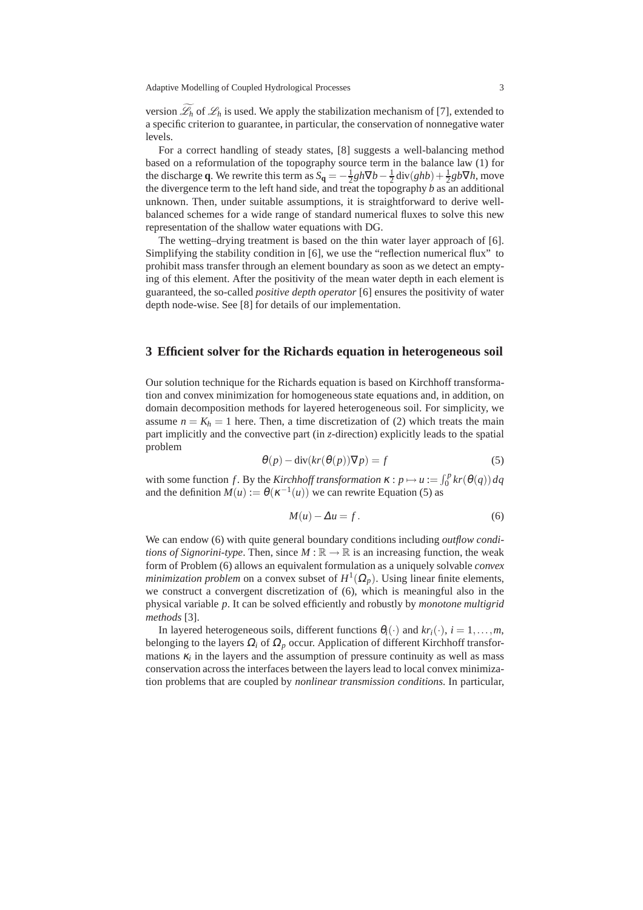version $\widetilde{\mathscr{L}_h}$ of $\mathscr{L}_h$ is used. We apply the stabilization mechanism of [7], extended to a specific criterion to guarantee, in particular, the conservation of nonnegative water levels.

For a correct handling of steady states, [8] suggests a well-balancing method based on a reformulation of the topography source term in the balance law (1) for the discharge $\mathbf{q}$. We rewrite this term as $S_{\mathbf{q}} = -\frac{1}{2}gh\nabla b - \frac{1}{2}\operatorname{div}(ghb) + \frac{1}{2}gb\nabla h$, move the divergence term to the left hand side, and treat the topography $b$ as an additional unknown. Then, under suitable assumptions, it is straightforward to derive well-balanced schemes for a wide range of standard numerical fluxes to solve this new representation of the shallow water equations with DG.

The wetting–drying treatment is based on the thin water layer approach of [6]. Simplifying the stability condition in [6], we use the "reflection numerical flux" to prohibit mass transfer through an element boundary as soon as we detect an emptying of this element. After the positivity of the mean water depth in each element is guaranteed, the so-called *positive depth operator* [6] ensures the positivity of water depth node-wise. See [8] for details of our implementation.

## 3 Efficient solver for the Richards equation in heterogeneous soil

Our solution technique for the Richards equation is based on Kirchhoff transformation and convex minimization for homogeneous state equations and, in addition, on domain decomposition methods for layered heterogeneous soil. For simplicity, we assume $n = K_h = 1$ here. Then, a time discretization of (2) which treats the main part implicitly and the convective part (in $z$-direction) explicitly leads to the spatial problem

$$\theta(p) - \operatorname{div}(kr(\theta(p))\nabla p) = f \tag{5}$$

with some function $f$. By the *Kirchhoff transformation* $\kappa : p \mapsto u := \int_0^p kr(\theta(q))\,dq$ and the definition $M(u) := \theta(\kappa^{-1}(u))$ we can rewrite Equation (5) as

$$M(u) - \Delta u = f\,. \tag{6}$$

We can endow (6) with quite general boundary conditions including *outflow conditions of Signorini-type*. Then, since $M : \mathbb{R} \to \mathbb{R}$ is an increasing function, the weak form of Problem (6) allows an equivalent formulation as a uniquely solvable *convex minimization problem* on a convex subset of $H^1(\Omega_p)$. Using linear finite elements, we construct a convergent discretization of (6), which is meaningful also in the physical variable $p$. It can be solved efficiently and robustly by *monotone multigrid methods* [3].

In layered heterogeneous soils, different functions $\theta_i(\cdot)$ and $kr_i(\cdot)$, $i = 1,\ldots,m$, belonging to the layers $\Omega_i$ of $\Omega_p$ occur. Application of different Kirchhoff transformations $\kappa_i$ in the layers and the assumption of pressure continuity as well as mass conservation across the interfaces between the layers lead to local convex minimization problems that are coupled by *nonlinear transmission conditions*. In particular,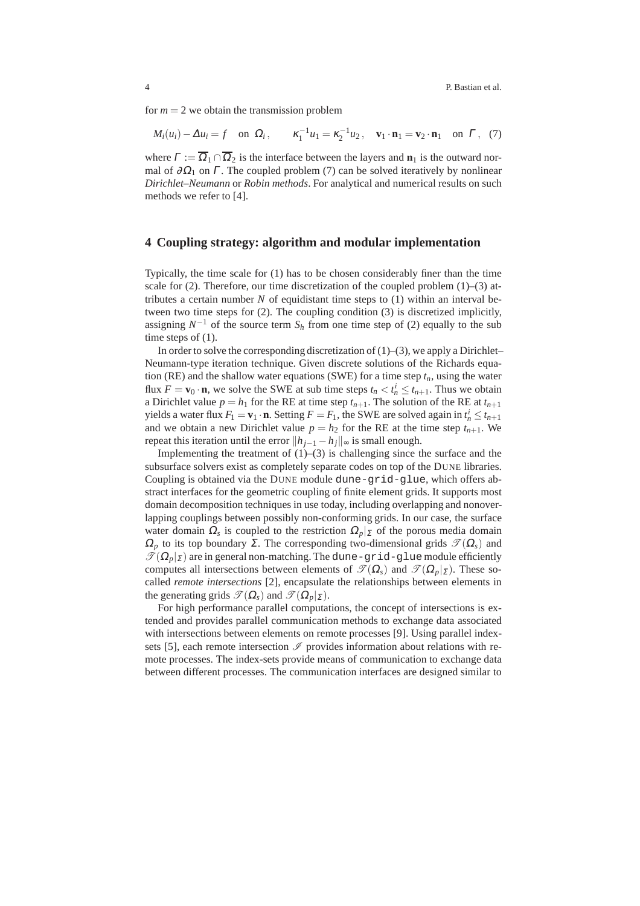for $m = 2$ we obtain the transmission problem

$$M_i(u_i) - \Delta u_i = f \quad \text{on } \Omega_i\,, \qquad \kappa_1^{-1} u_1 = \kappa_2^{-1} u_2\,, \quad \mathbf{v}_1 \cdot \mathbf{n}_1 = \mathbf{v}_2 \cdot \mathbf{n}_1 \quad \text{on } \Gamma\,, \quad (7)$$

where $\Gamma := \overline{\Omega}_1 \cap \overline{\Omega}_2$ is the interface between the layers and $\mathbf{n}_1$ is the outward normal of $\partial\Omega_1$ on $\Gamma$. The coupled problem (7) can be solved iteratively by nonlinear *Dirichlet–Neumann* or *Robin methods*. For analytical and numerical results on such methods we refer to [4].

## 4 Coupling strategy: algorithm and modular implementation

Typically, the time scale for (1) has to be chosen considerably finer than the time scale for (2). Therefore, our time discretization of the coupled problem (1)–(3) attributes a certain number $N$ of equidistant time steps to (1) within an interval between two time steps for (2). The coupling condition (3) is discretized implicitly, assigning $N^{-1}$ of the source term $S_h$ from one time step of (2) equally to the sub time steps of (1).

In order to solve the corresponding discretization of (1)–(3), we apply a Dirichlet–Neumann-type iteration technique. Given discrete solutions of the Richards equation (RE) and the shallow water equations (SWE) for a time step $t_n$, using the water flux $F = \mathbf{v}_0 \cdot \mathbf{n}$, we solve the SWE at sub time steps $t_n < t_n^i \le t_{n+1}$. Thus we obtain a Dirichlet value $p = h_1$ for the RE at time step $t_{n+1}$. The solution of the RE at $t_{n+1}$ yields a water flux $F_1 = \mathbf{v}_1 \cdot \mathbf{n}$. Setting $F = F_1$, the SWE are solved again in $t_n^i \le t_{n+1}$ and we obtain a new Dirichlet value $p = h_2$ for the RE at the time step $t_{n+1}$. We repeat this iteration until the error $\|h_{j-1} - h_j\|_\infty$ is small enough.

Implementing the treatment of (1)–(3) is challenging since the surface and the subsurface solvers exist as completely separate codes on top of the DUNE libraries. Coupling is obtained via the DUNE module `dune-grid-glue`, which offers abstract interfaces for the geometric coupling of finite element grids. It supports most domain decomposition techniques in use today, including overlapping and nonoverlapping couplings between possibly non-conforming grids. In our case, the surface water domain $\Omega_s$ is coupled to the restriction $\Omega_p|_\Sigma$ of the porous media domain $\Omega_p$ to its top boundary $\Sigma$. The corresponding two-dimensional grids $\mathscr{T}(\Omega_s)$ and $\mathscr{T}(\Omega_p|_\Sigma)$ are in general non-matching. The `dune-grid-glue` module efficiently computes all intersections between elements of $\mathscr{T}(\Omega_s)$ and $\mathscr{T}(\Omega_p|_\Sigma)$. These so-called *remote intersections* [2], encapsulate the relationships between elements in the generating grids $\mathscr{T}(\Omega_s)$ and $\mathscr{T}(\Omega_p|_\Sigma)$.

For high performance parallel computations, the concept of intersections is extended and provides parallel communication methods to exchange data associated with intersections between elements on remote processes [9]. Using parallel index-sets [5], each remote intersection $\mathscr{I}$ provides information about relations with remote processes. The index-sets provide means of communication to exchange data between different processes. The communication interfaces are designed similar to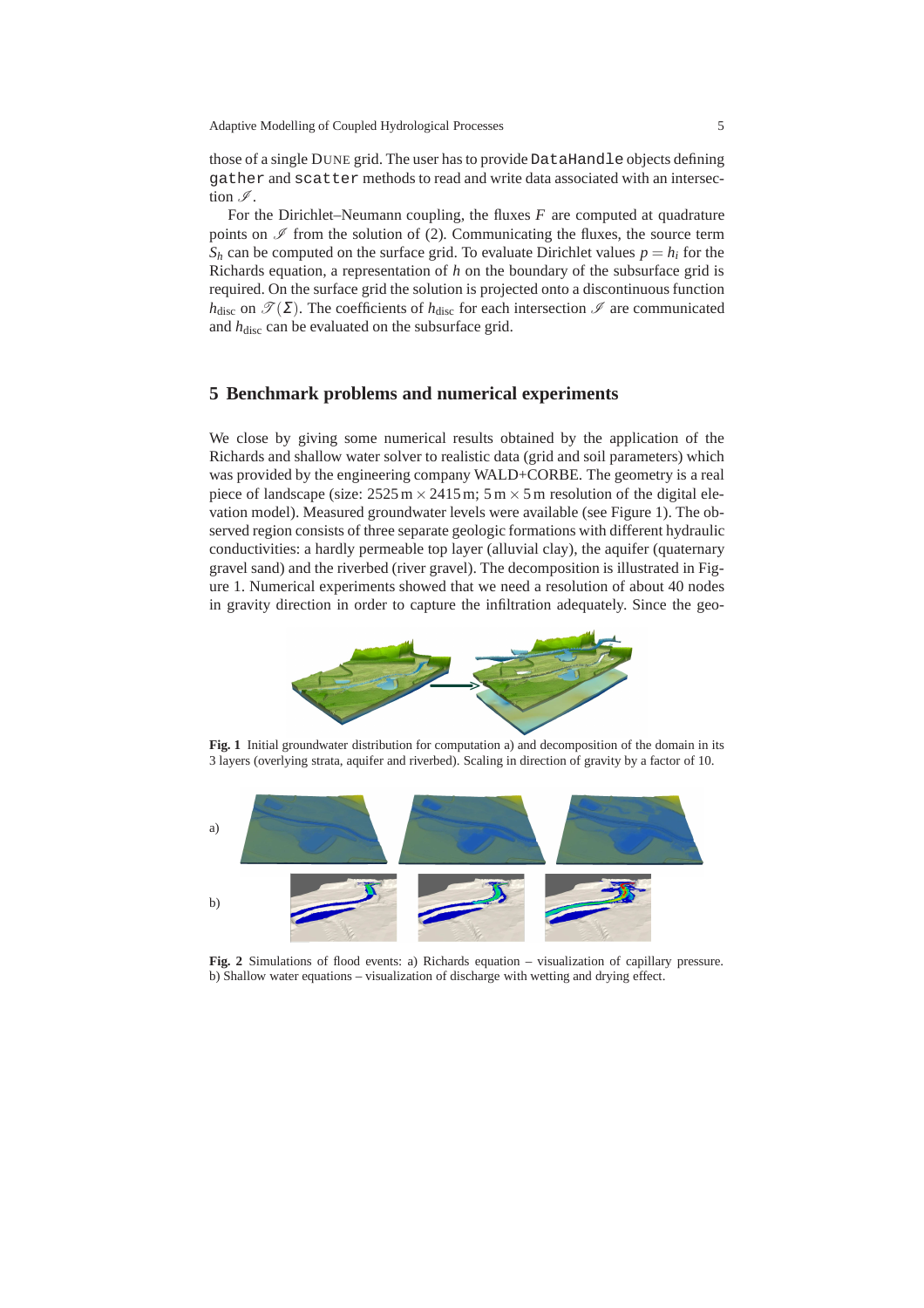those of a single DUNE grid. The user has to provide `DataHandle` objects defining `gather` and `scatter` methods to read and write data associated with an intersection $\mathscr{I}$.

For the Dirichlet–Neumann coupling, the fluxes $F$ are computed at quadrature points on $\mathscr{I}$ from the solution of (2). Communicating the fluxes, the source term $S_h$ can be computed on the surface grid. To evaluate Dirichlet values $p = h_i$ for the Richards equation, a representation of $h$ on the boundary of the subsurface grid is required. On the surface grid the solution is projected onto a discontinuous function $h_{\text{disc}}$ on $\mathscr{T}(\Sigma)$. The coefficients of $h_{\text{disc}}$ for each intersection $\mathscr{I}$ are communicated and $h_{\text{disc}}$ can be evaluated on the subsurface grid.

## 5 Benchmark problems and numerical experiments

We close by giving some numerical results obtained by the application of the Richards and shallow water solver to realistic data (grid and soil parameters) which was provided by the engineering company WALD+CORBE. The geometry is a real piece of landscape (size: $2525\,\text{m} \times 2415\,\text{m}$; $5\,\text{m} \times 5\,\text{m}$ resolution of the digital elevation model). Measured groundwater levels were available (see Figure 1). The observed region consists of three separate geologic formations with different hydraulic conductivities: a hardly permeable top layer (alluvial clay), the aquifer (quaternary gravel sand) and the riverbed (river gravel). The decomposition is illustrated in Figure 1. Numerical experiments showed that we need a resolution of about 40 nodes in gravity direction in order to capture the infiltration adequately. Since the geo-

**Fig. 1** Initial groundwater distribution for computation a) and decomposition of the domain in its 3 layers (overlying strata, aquifer and riverbed). Scaling in direction of gravity by a factor of 10.

**Fig. 2** Simulations of flood events: a) Richards equation – visualization of capillary pressure. b) Shallow water equations – visualization of discharge with wetting and drying effect.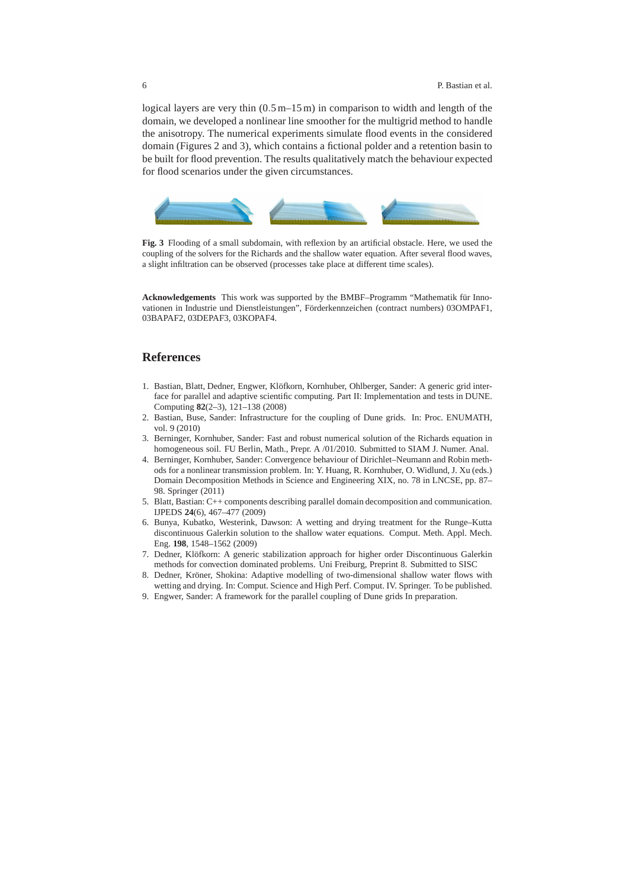logical layers are very thin (0.5 m–15 m) in comparison to width and length of the domain, we developed a nonlinear line smoother for the multigrid method to handle the anisotropy. The numerical experiments simulate flood events in the considered domain (Figures 2 and 3), which contains a fictional polder and a retention basin to be built for flood prevention. The results qualitatively match the behaviour expected for flood scenarios under the given circumstances.

**Fig. 3** Flooding of a small subdomain, with reflexion by an artificial obstacle. Here, we used the coupling of the solvers for the Richards and the shallow water equation. After several flood waves, a slight infiltration can be observed (processes take place at different time scales).

**Acknowledgements** This work was supported by the BMBF–Programm "Mathematik für Innovationen in Industrie und Dienstleistungen", Förderkennzeichen (contract numbers) 03OMPAF1, 03BAPAF2, 03DEPAF3, 03KOPAF4.

## References

1. Bastian, Blatt, Dedner, Engwer, Klöfkorn, Kornhuber, Ohlberger, Sander: A generic grid interface for parallel and adaptive scientific computing. Part II: Implementation and tests in DUNE. Computing **82**(2–3), 121–138 (2008)
2. Bastian, Buse, Sander: Infrastructure for the coupling of Dune grids. In: Proc. ENUMATH, vol. 9 (2010)
3. Berninger, Kornhuber, Sander: Fast and robust numerical solution of the Richards equation in homogeneous soil. FU Berlin, Math., Prepr. A /01/2010. Submitted to SIAM J. Numer. Anal.
4. Berninger, Kornhuber, Sander: Convergence behaviour of Dirichlet–Neumann and Robin methods for a nonlinear transmission problem. In: Y. Huang, R. Kornhuber, O. Widlund, J. Xu (eds.) Domain Decomposition Methods in Science and Engineering XIX, no. 78 in LNCSE, pp. 87–98. Springer (2011)
5. Blatt, Bastian: C++ components describing parallel domain decomposition and communication. IJPEDS **24**(6), 467–477 (2009)
6. Bunya, Kubatko, Westerink, Dawson: A wetting and drying treatment for the Runge–Kutta discontinuous Galerkin solution to the shallow water equations. Comput. Meth. Appl. Mech. Eng. **198**, 1548–1562 (2009)
7. Dedner, Klöfkorn: A generic stabilization approach for higher order Discontinuous Galerkin methods for convection dominated problems. Uni Freiburg, Preprint 8. Submitted to SISC
8. Dedner, Kröner, Shokina: Adaptive modelling of two-dimensional shallow water flows with wetting and drying. In: Comput. Science and High Perf. Comput. IV. Springer. To be published.
9. Engwer, Sander: A framework for the parallel coupling of Dune grids In preparation.